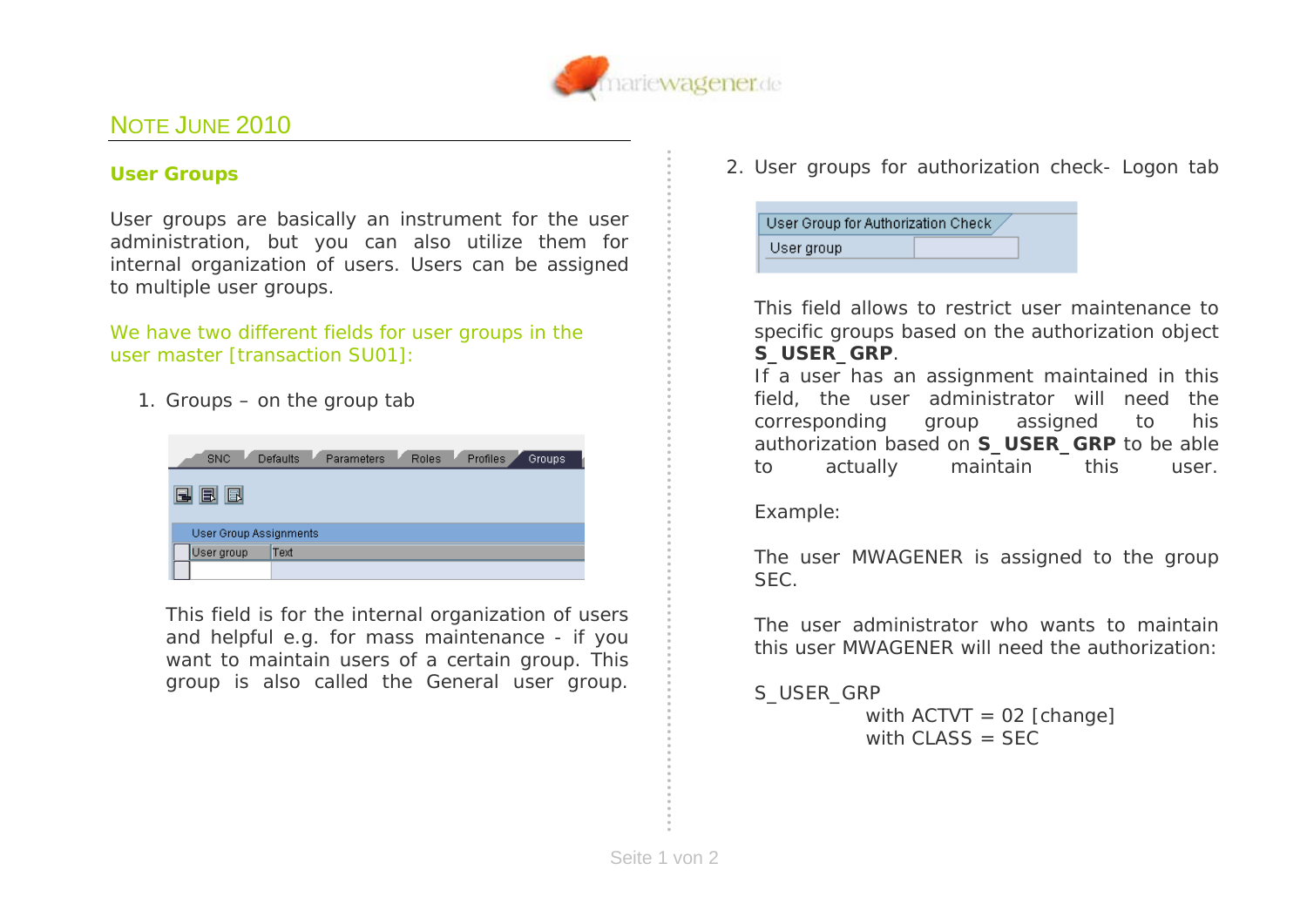## Note June 2010

### User Groups

User groups are basically an instrument for the user administration, but you can also utilize them for internal organization of users. Users can be assigned to multiple user groups.

We have two different fields for user groups in the user master [transaction SU01]:

1. Groups – on the group tab

   This field is for the internal organization of users and helpful e.g. for mass maintenance - if you want to maintain users of a certain group. This group is also called the General user group.

2. User groups for authorization check- Logon tab

   This field allows to restrict user maintenance to specific groups based on the authorization object **S_USER_GRP**.
   If a user has an assignment maintained in this field, the user administrator will need the corresponding group assigned to his authorization based on **S_USER_GRP** to be able to actually maintain this user.

   Example:

   The user MWAGENER is assigned to the group SEC.

   The user administrator who wants to maintain this user MWAGENER will need the authorization:

   S_USER_GRP
   with ACTVT = 02 [change]
   with CLASS = SEC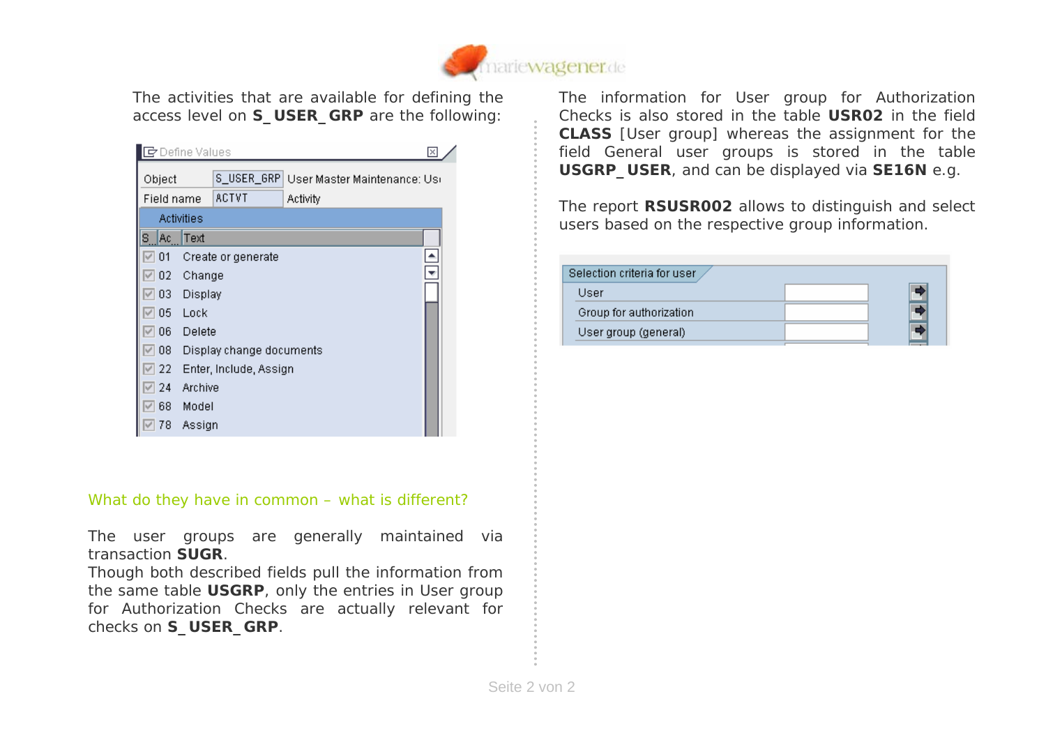The activities that are available for defining the access level on **S_USER_GRP** are the following:

Define Values

Object S_USER_GRP User Master Maintenance: Us

Field name ACTVT Activity

Activities

| S.. | Ac.. | Text |
|---|---|---|
| ☑ | 01 | Create or generate |
| ☑ | 02 | Change |
| ☑ | 03 | Display |
| ☑ | 05 | Lock |
| ☑ | 06 | Delete |
| ☑ | 08 | Display change documents |
| ☑ | 22 | Enter, Include, Assign |
| ☑ | 24 | Archive |
| ☑ | 68 | Model |
| ☑ | 78 | Assign |

## What do they have in common – what is different?

The user groups are generally maintained via transaction **SUGR**.

Though both described fields pull the information from the same table **USGRP**, only the entries in User group for Authorization Checks are actually relevant for checks on **S_USER_GRP**.

The information for User group for Authorization Checks is also stored in the table **USR02** in the field **CLASS** [User group] whereas the assignment for the field General user groups is stored in the table **USGRP_USER**, and can be displayed via **SE16N** e.g.

The report **RSUSR002** allows to distinguish and select users based on the respective group information.

Selection criteria for user

User

Group for authorization

User group (general)